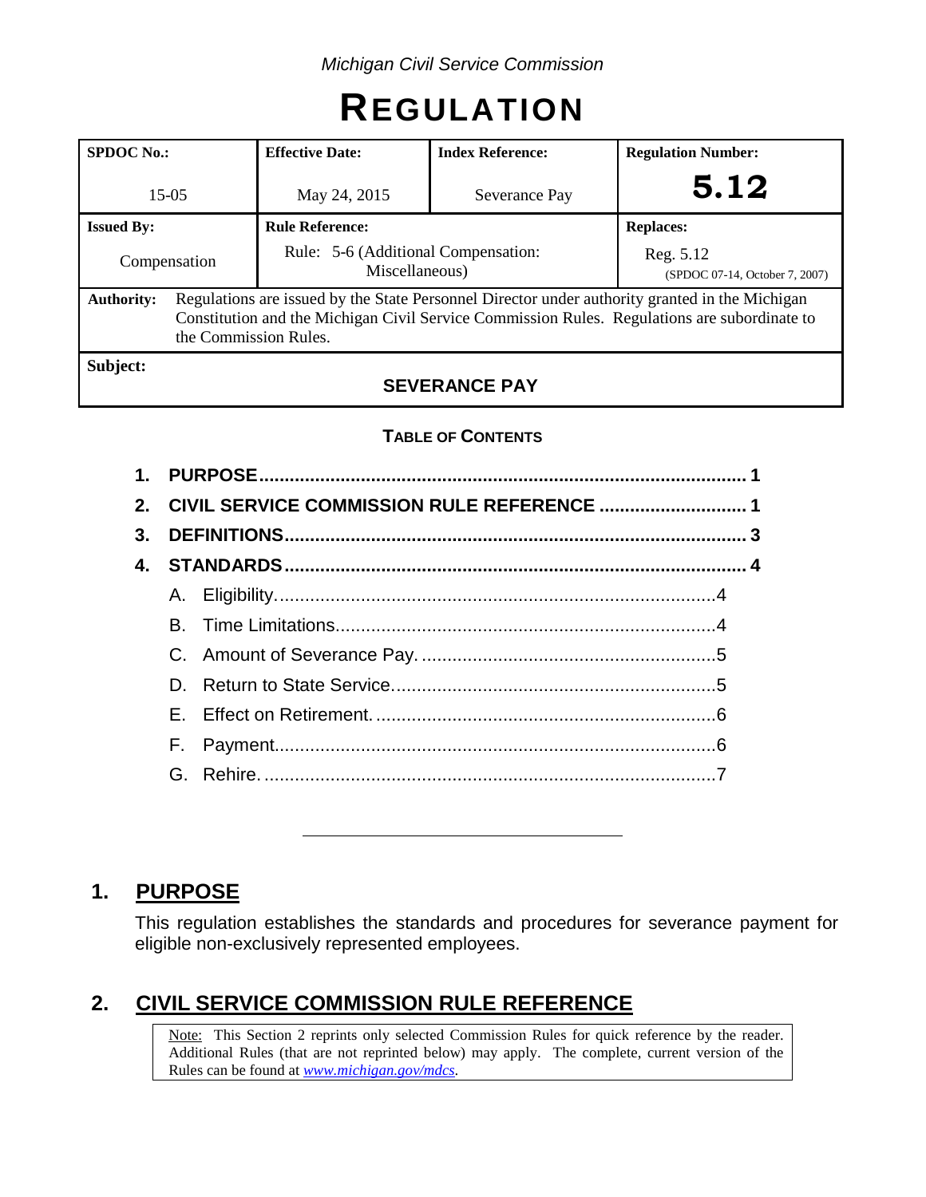*Michigan Civil Service Commission*

# REGULATION

| SPDOC No.: | Effective Date: | Index Reference: | Regulation Number: |
|---|---|---|---|
| 15-05 | May 24, 2015 | Severance Pay | **5.12** |
| **Issued By:** | **Rule Reference:** | | **Replaces:** |
| Compensation | Rule: 5-6 (Additional Compensation: Miscellaneous) | | Reg. 5.12 (SPDOC 07-14, October 7, 2007) |
| **Authority:** | Regulations are issued by the State Personnel Director under authority granted in the Michigan Constitution and the Michigan Civil Service Commission Rules. Regulations are subordinate to the Commission Rules. | | |
| **Subject:** | **SEVERANCE PAY** | | |

**TABLE OF CONTENTS**

1. **PURPOSE** ........ 1
2. **CIVIL SERVICE COMMISSION RULE REFERENCE** ........ 1
3. **DEFINITIONS** ........ 3
4. **STANDARDS** ........ 4
   - A. Eligibility ........ 4
   - B. Time Limitations ........ 4
   - C. Amount of Severance Pay. ........ 5
   - D. Return to State Service ........ 5
   - E. Effect on Retirement. ........ 6
   - F. Payment ........ 6
   - G. Rehire. ........ 7

---

## 1. PURPOSE

This regulation establishes the standards and procedures for severance payment for eligible non-exclusively represented employees.

## 2. CIVIL SERVICE COMMISSION RULE REFERENCE

> Note: This Section 2 reprints only selected Commission Rules for quick reference by the reader. Additional Rules (that are not reprinted below) may apply. The complete, current version of the Rules can be found at *www.michigan.gov/mdcs*.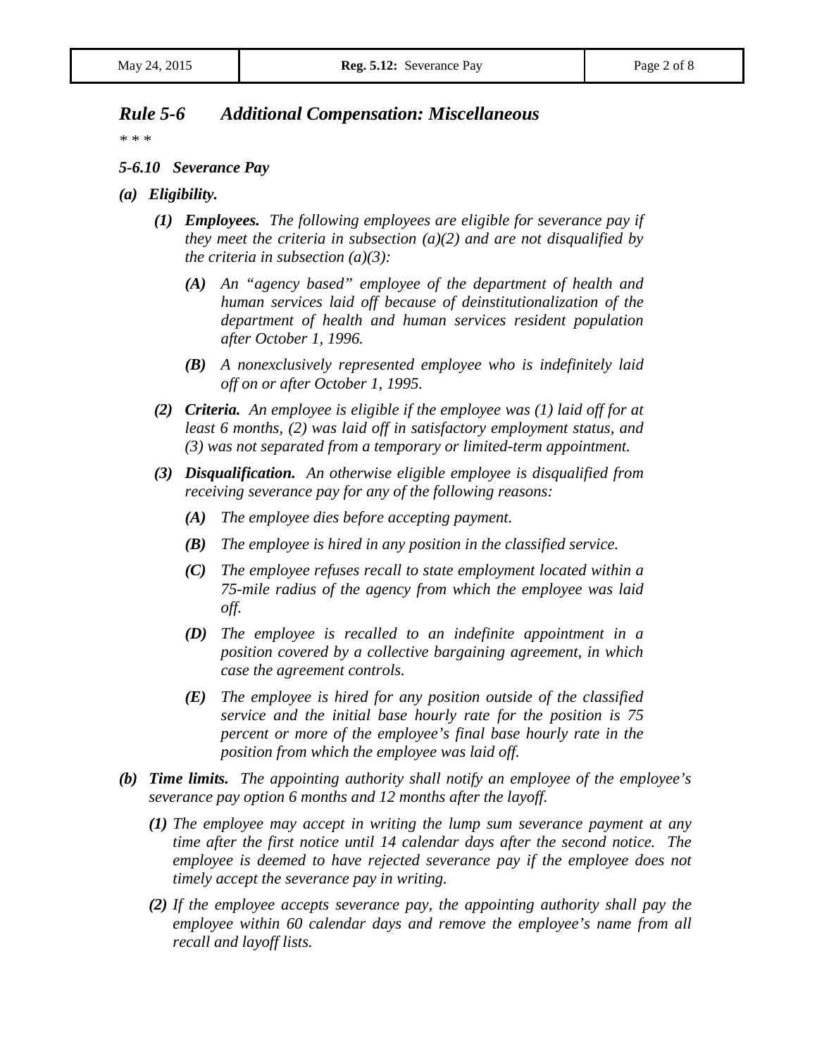## *Rule 5-6 Additional Compensation: Miscellaneous*

*\* \* \**

### *5-6.10 Severance Pay*

***(a) Eligibility.***

- ***(1) Employees.*** *The following employees are eligible for severance pay if they meet the criteria in subsection (a)(2) and are not disqualified by the criteria in subsection (a)(3):*
  - ***(A)*** *An "agency based" employee of the department of health and human services laid off because of deinstitutionalization of the department of health and human services resident population after October 1, 1996.*
  - ***(B)*** *A nonexclusively represented employee who is indefinitely laid off on or after October 1, 1995.*
- ***(2) Criteria.*** *An employee is eligible if the employee was (1) laid off for at least 6 months, (2) was laid off in satisfactory employment status, and (3) was not separated from a temporary or limited-term appointment.*
- ***(3) Disqualification.*** *An otherwise eligible employee is disqualified from receiving severance pay for any of the following reasons:*
  - ***(A)*** *The employee dies before accepting payment.*
  - ***(B)*** *The employee is hired in any position in the classified service.*
  - ***(C)*** *The employee refuses recall to state employment located within a 75-mile radius of the agency from which the employee was laid off.*
  - ***(D)*** *The employee is recalled to an indefinite appointment in a position covered by a collective bargaining agreement, in which case the agreement controls.*
  - ***(E)*** *The employee is hired for any position outside of the classified service and the initial base hourly rate for the position is 75 percent or more of the employee's final base hourly rate in the position from which the employee was laid off.*

***(b) Time limits.*** *The appointing authority shall notify an employee of the employee's severance pay option 6 months and 12 months after the layoff.*

- ***(1)*** *The employee may accept in writing the lump sum severance payment at any time after the first notice until 14 calendar days after the second notice. The employee is deemed to have rejected severance pay if the employee does not timely accept the severance pay in writing.*
- ***(2)*** *If the employee accepts severance pay, the appointing authority shall pay the employee within 60 calendar days and remove the employee's name from all recall and layoff lists.*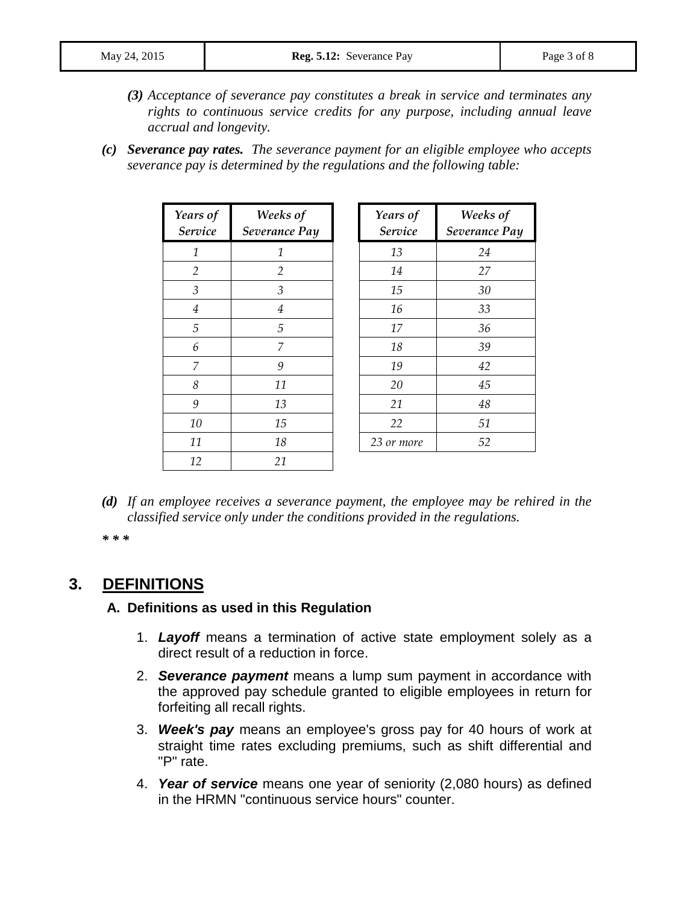*(3) Acceptance of severance pay constitutes a break in service and terminates any rights to continuous service credits for any purpose, including annual leave accrual and longevity.*

*(c)* ***Severance pay rates.*** *The severance payment for an eligible employee who accepts severance pay is determined by the regulations and the following table:*

| *Years of Service* | *Weeks of Severance Pay* |
|---|---|
| *1* | *1* |
| *2* | *2* |
| *3* | *3* |
| *4* | *4* |
| *5* | *5* |
| *6* | *7* |
| *7* | *9* |
| *8* | *11* |
| *9* | *13* |
| *10* | *15* |
| *11* | *18* |
| *12* | *21* |

| *Years of Service* | *Weeks of Severance Pay* |
|---|---|
| *13* | *24* |
| *14* | *27* |
| *15* | *30* |
| *16* | *33* |
| *17* | *36* |
| *18* | *39* |
| *19* | *42* |
| *20* | *45* |
| *21* | *48* |
| *22* | *51* |
| *23 or more* | *52* |

*(d) If an employee receives a severance payment, the employee may be rehired in the classified service only under the conditions provided in the regulations.*

*** * ***

## 3. DEFINITIONS

### A. Definitions as used in this Regulation

1. ***Layoff*** means a termination of active state employment solely as a direct result of a reduction in force.
2. ***Severance payment*** means a lump sum payment in accordance with the approved pay schedule granted to eligible employees in return for forfeiting all recall rights.
3. ***Week's pay*** means an employee's gross pay for 40 hours of work at straight time rates excluding premiums, such as shift differential and "P" rate.
4. ***Year of service*** means one year of seniority (2,080 hours) as defined in the HRMN "continuous service hours" counter.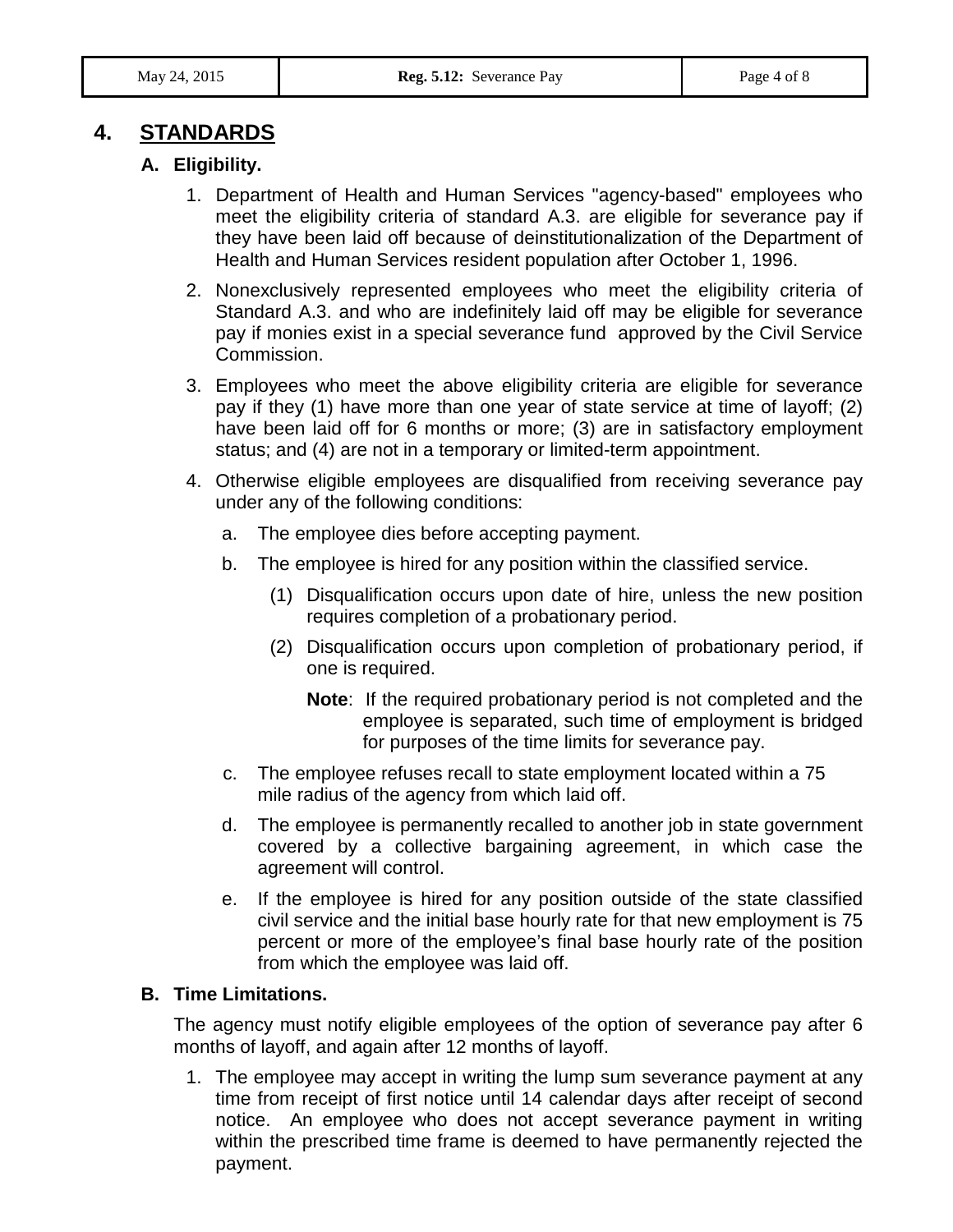## 4. STANDARDS

### A. Eligibility.

1. Department of Health and Human Services "agency-based" employees who meet the eligibility criteria of standard A.3. are eligible for severance pay if they have been laid off because of deinstitutionalization of the Department of Health and Human Services resident population after October 1, 1996.

2. Nonexclusively represented employees who meet the eligibility criteria of Standard A.3. and who are indefinitely laid off may be eligible for severance pay if monies exist in a special severance fund approved by the Civil Service Commission.

3. Employees who meet the above eligibility criteria are eligible for severance pay if they (1) have more than one year of state service at time of layoff; (2) have been laid off for 6 months or more; (3) are in satisfactory employment status; and (4) are not in a temporary or limited-term appointment.

4. Otherwise eligible employees are disqualified from receiving severance pay under any of the following conditions:

   a. The employee dies before accepting payment.

   b. The employee is hired for any position within the classified service.

      (1) Disqualification occurs upon date of hire, unless the new position requires completion of a probationary period.

      (2) Disqualification occurs upon completion of probationary period, if one is required.

      **Note**: If the required probationary period is not completed and the employee is separated, such time of employment is bridged for purposes of the time limits for severance pay.

   c. The employee refuses recall to state employment located within a 75 mile radius of the agency from which laid off.

   d. The employee is permanently recalled to another job in state government covered by a collective bargaining agreement, in which case the agreement will control.

   e. If the employee is hired for any position outside of the state classified civil service and the initial base hourly rate for that new employment is 75 percent or more of the employee's final base hourly rate of the position from which the employee was laid off.

### B. Time Limitations.

The agency must notify eligible employees of the option of severance pay after 6 months of layoff, and again after 12 months of layoff.

1. The employee may accept in writing the lump sum severance payment at any time from receipt of first notice until 14 calendar days after receipt of second notice. An employee who does not accept severance payment in writing within the prescribed time frame is deemed to have permanently rejected the payment.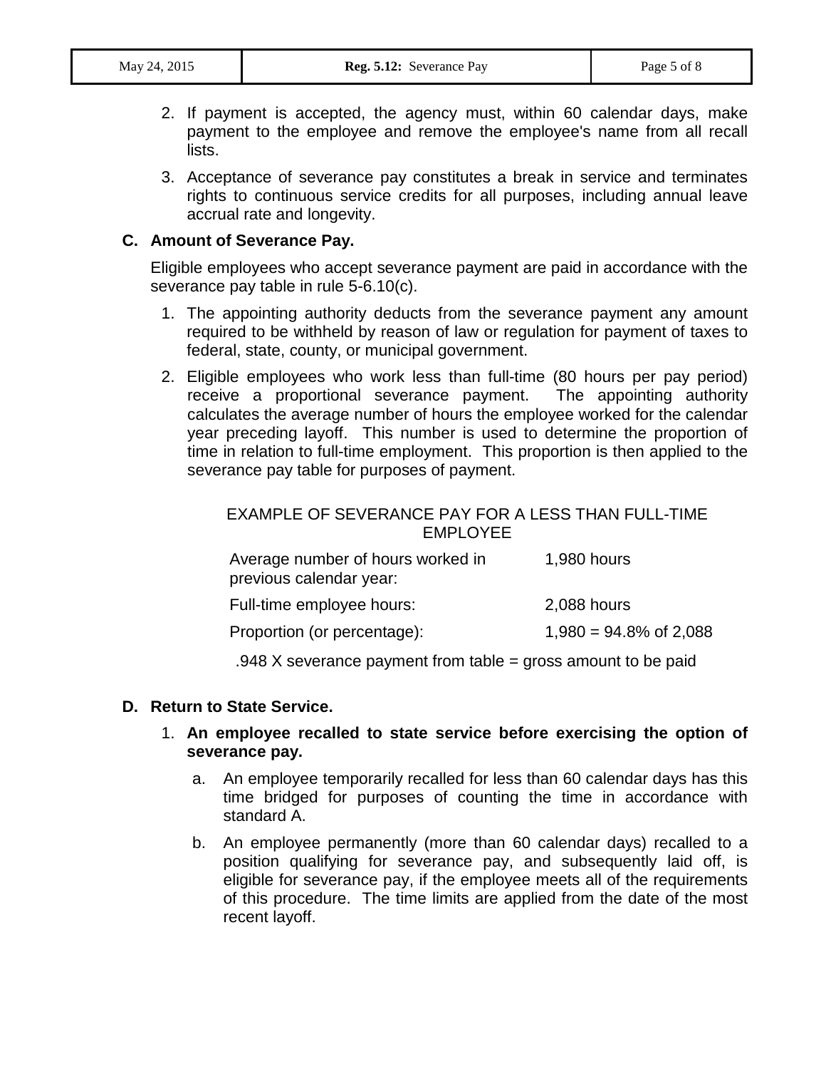2. If payment is accepted, the agency must, within 60 calendar days, make payment to the employee and remove the employee's name from all recall lists.

3. Acceptance of severance pay constitutes a break in service and terminates rights to continuous service credits for all purposes, including annual leave accrual rate and longevity.

**C. Amount of Severance Pay.**

Eligible employees who accept severance payment are paid in accordance with the severance pay table in rule 5-6.10(c).

1. The appointing authority deducts from the severance payment any amount required to be withheld by reason of law or regulation for payment of taxes to federal, state, county, or municipal government.

2. Eligible employees who work less than full-time (80 hours per pay period) receive a proportional severance payment. The appointing authority calculates the average number of hours the employee worked for the calendar year preceding layoff. This number is used to determine the proportion of time in relation to full-time employment. This proportion is then applied to the severance pay table for purposes of payment.

EXAMPLE OF SEVERANCE PAY FOR A LESS THAN FULL-TIME EMPLOYEE

| | |
|---|---|
| Average number of hours worked in previous calendar year: | 1,980 hours |
| Full-time employee hours: | 2,088 hours |
| Proportion (or percentage): | 1,980 = 94.8% of 2,088 |

.948 X severance payment from table = gross amount to be paid

**D. Return to State Service.**

1. **An employee recalled to state service before exercising the option of severance pay.**

   a. An employee temporarily recalled for less than 60 calendar days has this time bridged for purposes of counting the time in accordance with standard A.

   b. An employee permanently (more than 60 calendar days) recalled to a position qualifying for severance pay, and subsequently laid off, is eligible for severance pay, if the employee meets all of the requirements of this procedure. The time limits are applied from the date of the most recent layoff.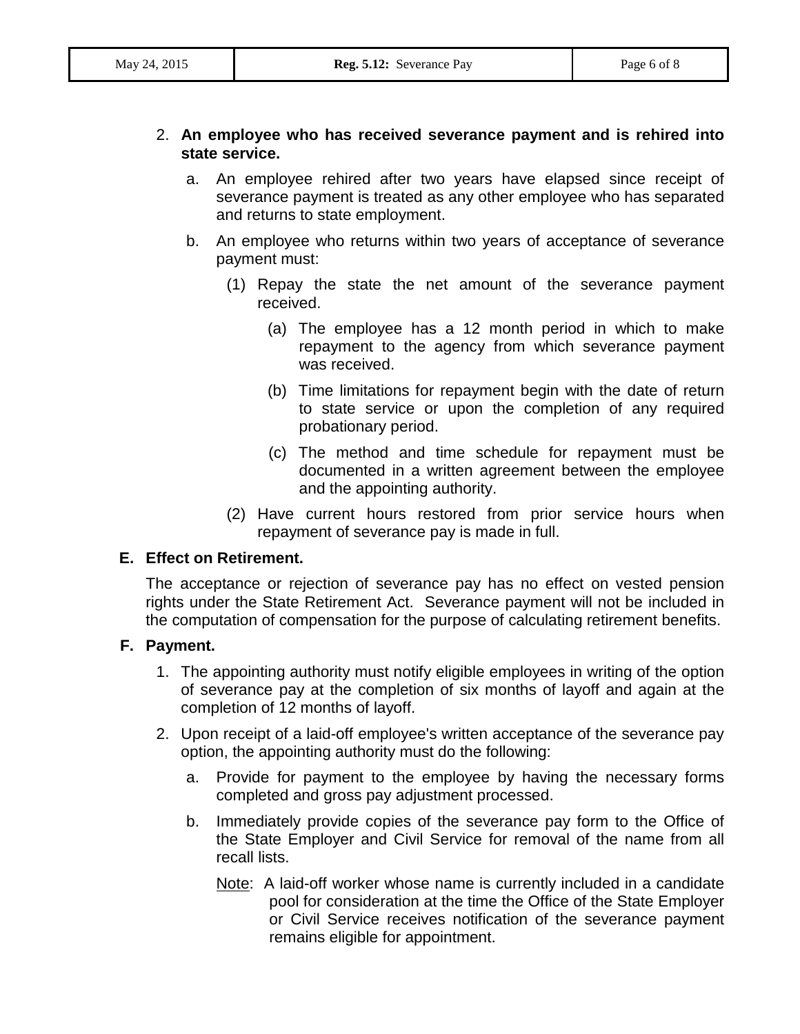2. **An employee who has received severance payment and is rehired into state service.**

   a. An employee rehired after two years have elapsed since receipt of severance payment is treated as any other employee who has separated and returns to state employment.

   b. An employee who returns within two years of acceptance of severance payment must:

      (1) Repay the state the net amount of the severance payment received.

         (a) The employee has a 12 month period in which to make repayment to the agency from which severance payment was received.

         (b) Time limitations for repayment begin with the date of return to state service or upon the completion of any required probationary period.

         (c) The method and time schedule for repayment must be documented in a written agreement between the employee and the appointing authority.

      (2) Have current hours restored from prior service hours when repayment of severance pay is made in full.

### E. Effect on Retirement.

The acceptance or rejection of severance pay has no effect on vested pension rights under the State Retirement Act. Severance payment will not be included in the computation of compensation for the purpose of calculating retirement benefits.

### F. Payment.

1. The appointing authority must notify eligible employees in writing of the option of severance pay at the completion of six months of layoff and again at the completion of 12 months of layoff.

2. Upon receipt of a laid-off employee's written acceptance of the severance pay option, the appointing authority must do the following:

   a. Provide for payment to the employee by having the necessary forms completed and gross pay adjustment processed.

   b. Immediately provide copies of the severance pay form to the Office of the State Employer and Civil Service for removal of the name from all recall lists.

      Note: A laid-off worker whose name is currently included in a candidate pool for consideration at the time the Office of the State Employer or Civil Service receives notification of the severance payment remains eligible for appointment.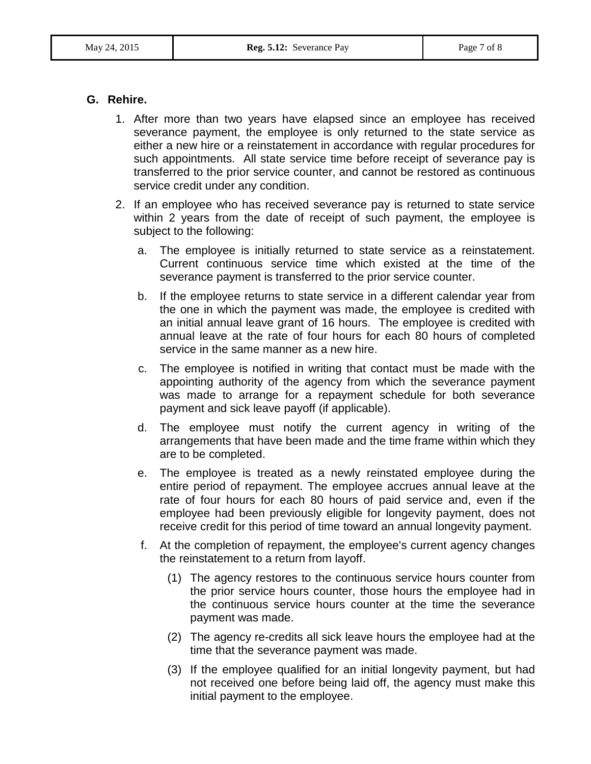## G. Rehire.

1. After more than two years have elapsed since an employee has received severance payment, the employee is only returned to the state service as either a new hire or a reinstatement in accordance with regular procedures for such appointments. All state service time before receipt of severance pay is transferred to the prior service counter, and cannot be restored as continuous service credit under any condition.

2. If an employee who has received severance pay is returned to state service within 2 years from the date of receipt of such payment, the employee is subject to the following:

   a. The employee is initially returned to state service as a reinstatement. Current continuous service time which existed at the time of the severance payment is transferred to the prior service counter.

   b. If the employee returns to state service in a different calendar year from the one in which the payment was made, the employee is credited with an initial annual leave grant of 16 hours. The employee is credited with annual leave at the rate of four hours for each 80 hours of completed service in the same manner as a new hire.

   c. The employee is notified in writing that contact must be made with the appointing authority of the agency from which the severance payment was made to arrange for a repayment schedule for both severance payment and sick leave payoff (if applicable).

   d. The employee must notify the current agency in writing of the arrangements that have been made and the time frame within which they are to be completed.

   e. The employee is treated as a newly reinstated employee during the entire period of repayment. The employee accrues annual leave at the rate of four hours for each 80 hours of paid service and, even if the employee had been previously eligible for longevity payment, does not receive credit for this period of time toward an annual longevity payment.

   f. At the completion of repayment, the employee's current agency changes the reinstatement to a return from layoff.

      (1) The agency restores to the continuous service hours counter from the prior service hours counter, those hours the employee had in the continuous service hours counter at the time the severance payment was made.

      (2) The agency re-credits all sick leave hours the employee had at the time that the severance payment was made.

      (3) If the employee qualified for an initial longevity payment, but had not received one before being laid off, the agency must make this initial payment to the employee.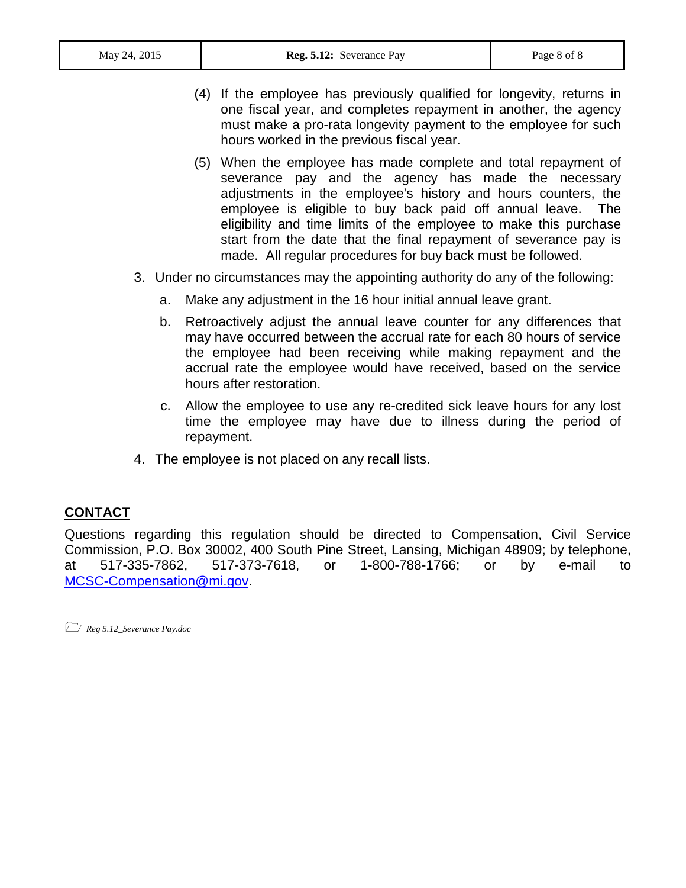(4) If the employee has previously qualified for longevity, returns in one fiscal year, and completes repayment in another, the agency must make a pro-rata longevity payment to the employee for such hours worked in the previous fiscal year.

(5) When the employee has made complete and total repayment of severance pay and the agency has made the necessary adjustments in the employee's history and hours counters, the employee is eligible to buy back paid off annual leave. The eligibility and time limits of the employee to make this purchase start from the date that the final repayment of severance pay is made. All regular procedures for buy back must be followed.

3. Under no circumstances may the appointing authority do any of the following:

   a. Make any adjustment in the 16 hour initial annual leave grant.

   b. Retroactively adjust the annual leave counter for any differences that may have occurred between the accrual rate for each 80 hours of service the employee had been receiving while making repayment and the accrual rate the employee would have received, based on the service hours after restoration.

   c. Allow the employee to use any re-credited sick leave hours for any lost time the employee may have due to illness during the period of repayment.

4. The employee is not placed on any recall lists.

## CONTACT

Questions regarding this regulation should be directed to Compensation, Civil Service Commission, P.O. Box 30002, 400 South Pine Street, Lansing, Michigan 48909; by telephone, at 517-335-7862, 517-373-7618, or 1-800-788-1766; or by e-mail to MCSC-Compensation@mi.gov.

*Reg 5.12_Severance Pay.doc*